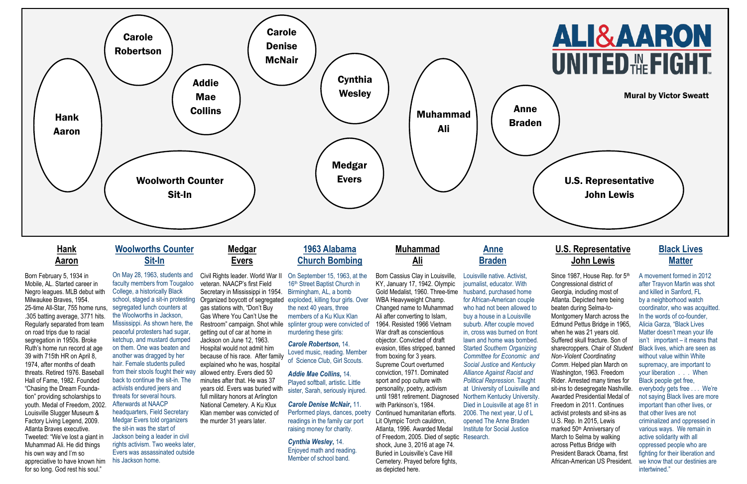Carole Robertson

Carole Denise McNair

Hank Aaron

Addie Mae Collins

Cynthia Wesley

Muhammad Ali

Anne Braden

Medgar Evers

Woolworth Counter Sit-In

U.S. Representative John Lewis

# ALI&AARON UNITED IN THE FIGHT

**Mural by Victor Sweatt**

## Hank Aaron

Born February 5, 1934 in Mobile, AL. Started career in Negro leagues. MLB debut with Milwaukee Braves, 1954. 25-time All-Star, 755 home runs, .305 batting average, 3771 hits. Regularly separated from team on road trips due to racial segregation in 1950s. Broke Ruth's home run record at age 39 with 715th HR on April 8, 1974, after months of death threats. Retired 1976. Baseball Hall of Fame, 1982. Founded "Chasing the Dream Foundation" providing scholarships to youth. Medal of Freedom, 2002. Louisville Slugger Museum & Factory Living Legend, 2009. Atlanta Braves executive. Tweeted: "We've lost a giant in Muhammad Ali. He did things his own way and I'm so appreciative to have known him for so long. God rest his soul."

## Woolworths Counter Sit-In

On May 28, 1963, students and faculty members from Tougaloo College, a historically Black school, staged a sit-in protesting segregated lunch counters at the Woolworths in Jackson, Mississippi. As shown here, the peaceful protesters had sugar, ketchup, and mustard dumped on them. One was beaten and another was dragged by her hair. Female students pulled from their stools fought their way back to continue the sit-in. The activists endured jeers and threats for several hours. Afterwards at NAACP headquarters, Field Secretary Medgar Evers told organizers the sit-in was the start of Jackson being a leader in civil rights activism. Two weeks later, Evers was assassinated outside his Jackson home.

## Medgar Evers

Civil Rights leader. World War II veteran. NAACP's first Field Secretary in Mississippi in 1954. Organized boycott of segregated gas stations with, "Don't Buy Gas Where You Can't Use the Restroom" campaign. Shot while getting out of car at home in Jackson on June 12, 1963. Hospital would not admit him because of his race. After family explained who he was, hospital allowed entry. Evers died 50 minutes after that. He was 37 years old. Evers was buried with full military honors at Arlington National Cemetery. A Ku Klux Klan member was convicted of the murder 31 years later.

## 1963 Alabama Church Bombing

On September 15, 1963, at the 16th Street Baptist Church in Birmingham, AL, a bomb exploded, killing four girls. Over the next 40 years, three members of a Ku Klux Klan splinter group were convicted of murdering these girls:

***Carole Robertson***, 14. Loved music, reading. Member of Science Club, Girl Scouts.

***Addie Mae Collins,*** 14. Played softball, artistic. Little sister, Sarah, seriously injured.

***Carole Denise McNair***, 11. Performed plays, dances, poetry readings in the family car port raising money for charity.

***Cynthia Wesley***, 14. Enjoyed math and reading. Member of school band.

## Muhammad Ali

Born Cassius Clay in Louisville, KY, January 17, 1942. Olympic Gold Medalist, 1960. Three-time WBA Heavyweight Champ. Changed name to Muhammad Ali after converting to Islam, 1964. Resisted 1966 Vietnam War draft as conscientious objector. Convicted of draft evasion, titles stripped, banned from boxing for 3 years. Supreme Court overturned conviction, 1971. Dominated sport and pop culture with personality, poetry, activism until 1981 retirement. Diagnosed with Parkinson's, 1984. Continued humanitarian efforts. Lit Olympic Torch cauldron, Atlanta, 1996. Awarded Medal of Freedom, 2005. Died of septic shock, June 3, 2016 at age 74. Buried in Louisville's Cave Hill Cemetery. Prayed before fights, as depicted here.

## Anne Braden

Louisville native. Activist, journalist, educator. With husband, purchased home for African-American couple who had not been allowed to buy a house in a Louisville suburb. After couple moved in, cross was burned on front lawn and home was bombed. Started *Southern Organizing Committee for Economic and Social Justice* and *Kentucky Alliance Against Racist and Political Repression*. Taught at University of Louisville and Northern Kentucky University. Died in Louisville at age 81 in 2006. The next year, U of L opened The Anne Braden Institute for Social Justice Research.

## U.S. Representative John Lewis

Since 1987, House Rep. for 5th Congressional district of Georgia, including most of Atlanta. Depicted here being beaten during Selma-to-Montgomery March across the Edmund Pettus Bridge in 1965, when he was 21 years old. Suffered skull fracture. Son of sharecroppers. Chair of *Student Non-Violent Coordinating Comm*. Helped plan March on Washington, 1963. Freedom Rider. Arrested many times for sit-ins to desegregate Nashville. Awarded Presidential Medal of Freedom in 2011. Continues activist protests and sit-ins as U.S. Rep. In 2015, Lewis marked 50th Anniversary of March to Selma by walking across Pettus Bridge with President Barack Obama, first African-American US President.

## Black Lives Matter

A movement formed in 2012 after Trayvon Martin was shot and killed in Sanford, FL by a neighborhood watch coordinator, who was acquitted. In the words of co-founder, Alicia Garza, "Black Lives Matter doesn't mean your life isn't important – it means that Black lives, which are seen as without value within White supremacy, are important to your liberation . . . When Black people get free, everybody gets free . . . We're not saying Black lives are more important than other lives, or that other lives are not criminalized and oppressed in various ways. We remain in active solidarity with all oppressed people who are fighting for their liberation and we know that our destinies are intertwined."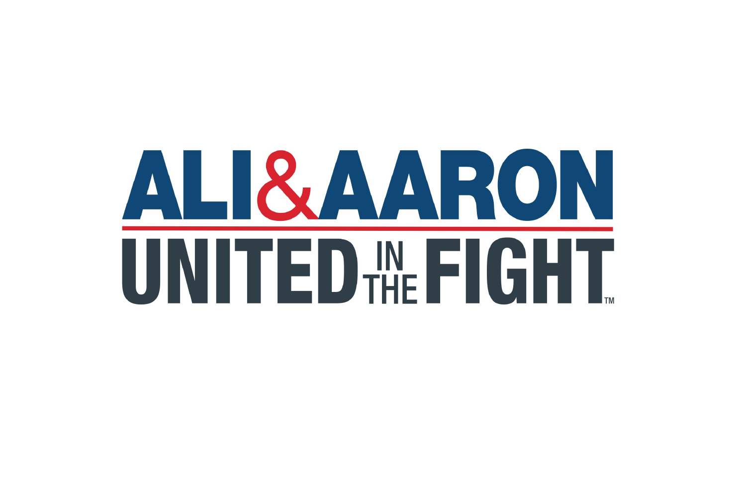# ALI & AARON

## UNITED IN THE FIGHT™